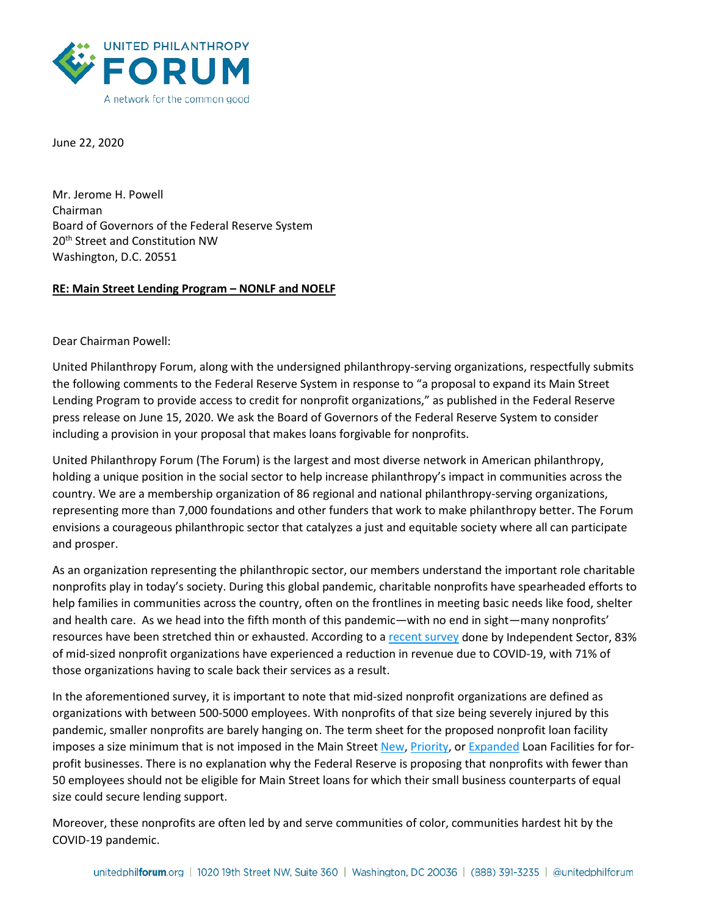UNITED PHILANTHROPY **FORUM**

A network for the common good

June 22, 2020

Mr. Jerome H. Powell
Chairman
Board of Governors of the Federal Reserve System
20th Street and Constitution NW
Washington, D.C. 20551

**RE: Main Street Lending Program – NONLF and NOELF**

Dear Chairman Powell:

United Philanthropy Forum, along with the undersigned philanthropy-serving organizations, respectfully submits the following comments to the Federal Reserve System in response to "a proposal to expand its Main Street Lending Program to provide access to credit for nonprofit organizations," as published in the Federal Reserve press release on June 15, 2020. We ask the Board of Governors of the Federal Reserve System to consider including a provision in your proposal that makes loans forgivable for nonprofits.

United Philanthropy Forum (The Forum) is the largest and most diverse network in American philanthropy, holding a unique position in the social sector to help increase philanthropy's impact in communities across the country. We are a membership organization of 86 regional and national philanthropy-serving organizations, representing more than 7,000 foundations and other funders that work to make philanthropy better. The Forum envisions a courageous philanthropic sector that catalyzes a just and equitable society where all can participate and prosper.

As an organization representing the philanthropic sector, our members understand the important role charitable nonprofits play in today's society. During this global pandemic, charitable nonprofits have spearheaded efforts to help families in communities across the country, often on the frontlines in meeting basic needs like food, shelter and health care. As we head into the fifth month of this pandemic—with no end in sight—many nonprofits' resources have been stretched thin or exhausted. According to a recent survey done by Independent Sector, 83% of mid-sized nonprofit organizations have experienced a reduction in revenue due to COVID-19, with 71% of those organizations having to scale back their services as a result.

In the aforementioned survey, it is important to note that mid-sized nonprofit organizations are defined as organizations with between 500-5000 employees. With nonprofits of that size being severely injured by this pandemic, smaller nonprofits are barely hanging on. The term sheet for the proposed nonprofit loan facility imposes a size minimum that is not imposed in the Main Street New, Priority, or Expanded Loan Facilities for for-profit businesses. There is no explanation why the Federal Reserve is proposing that nonprofits with fewer than 50 employees should not be eligible for Main Street loans for which their small business counterparts of equal size could secure lending support.

Moreover, these nonprofits are often led by and serve communities of color, communities hardest hit by the COVID-19 pandemic.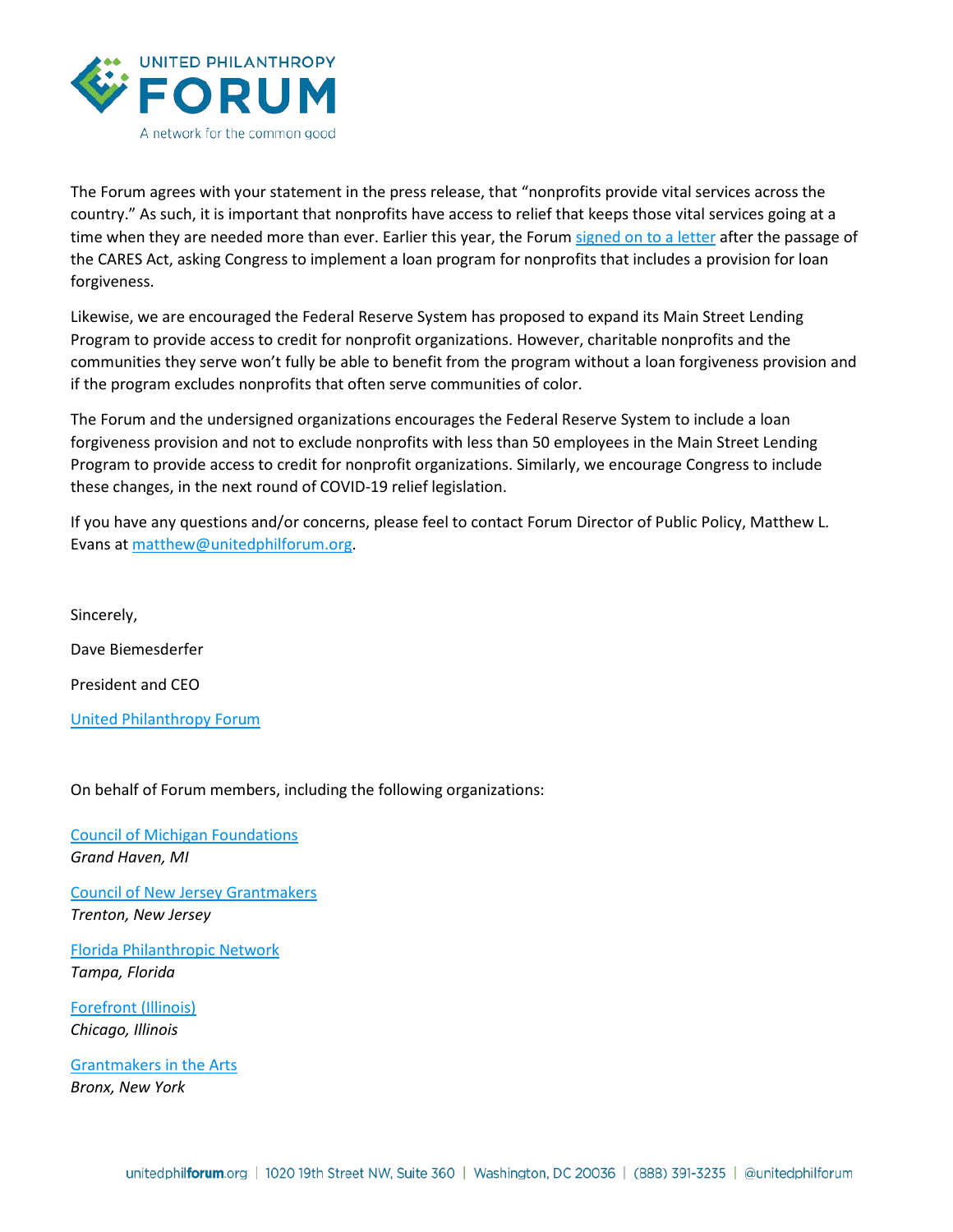The Forum agrees with your statement in the press release, that "nonprofits provide vital services across the country." As such, it is important that nonprofits have access to relief that keeps those vital services going at a time when they are needed more than ever. Earlier this year, the Forum signed on to a letter after the passage of the CARES Act, asking Congress to implement a loan program for nonprofits that includes a provision for loan forgiveness.

Likewise, we are encouraged the Federal Reserve System has proposed to expand its Main Street Lending Program to provide access to credit for nonprofit organizations. However, charitable nonprofits and the communities they serve won't fully be able to benefit from the program without a loan forgiveness provision and if the program excludes nonprofits that often serve communities of color.

The Forum and the undersigned organizations encourages the Federal Reserve System to include a loan forgiveness provision and not to exclude nonprofits with less than 50 employees in the Main Street Lending Program to provide access to credit for nonprofit organizations. Similarly, we encourage Congress to include these changes, in the next round of COVID-19 relief legislation.

If you have any questions and/or concerns, please feel to contact Forum Director of Public Policy, Matthew L. Evans at matthew@unitedphilforum.org.

Sincerely,

Dave Biemesderfer

President and CEO

United Philanthropy Forum

On behalf of Forum members, including the following organizations:

Council of Michigan Foundations
*Grand Haven, MI*

Council of New Jersey Grantmakers
*Trenton, New Jersey*

Florida Philanthropic Network
*Tampa, Florida*

Forefront (Illinois)
*Chicago, Illinois*

Grantmakers in the Arts
*Bronx, New York*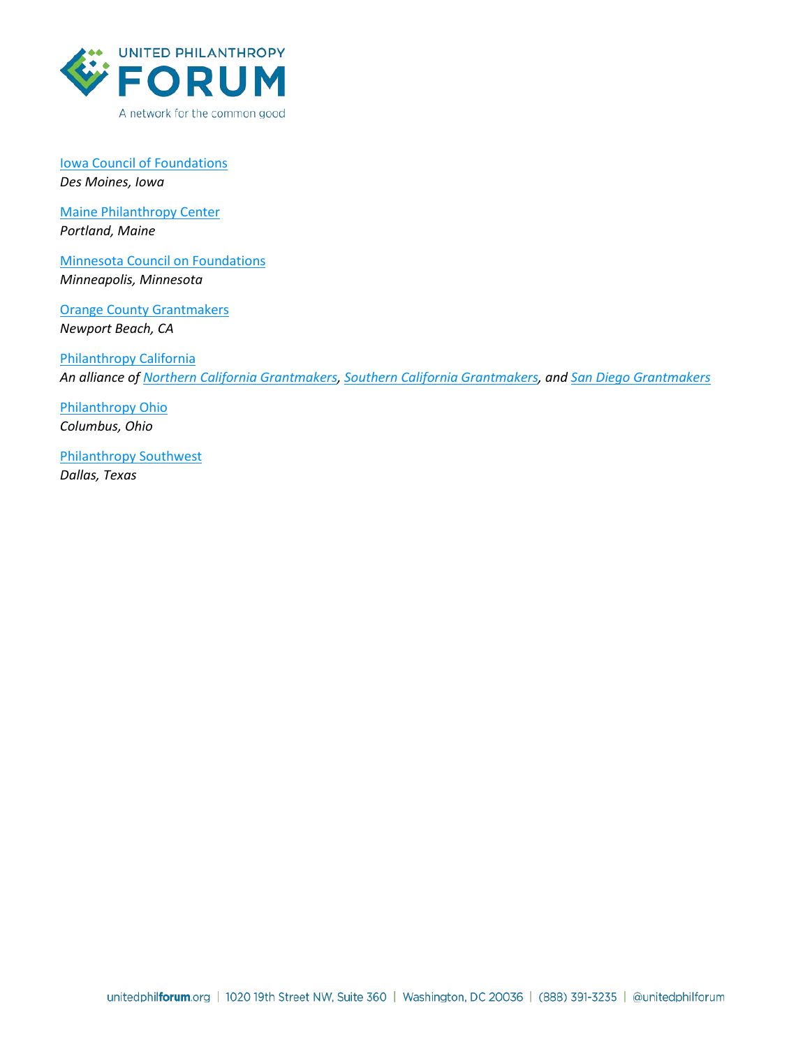Iowa Council of Foundations
*Des Moines, Iowa*

Maine Philanthropy Center
*Portland, Maine*

Minnesota Council on Foundations
*Minneapolis, Minnesota*

Orange County Grantmakers
*Newport Beach, CA*

Philanthropy California
*An alliance of Northern California Grantmakers, Southern California Grantmakers, and San Diego Grantmakers*

Philanthropy Ohio
*Columbus, Ohio*

Philanthropy Southwest
*Dallas, Texas*